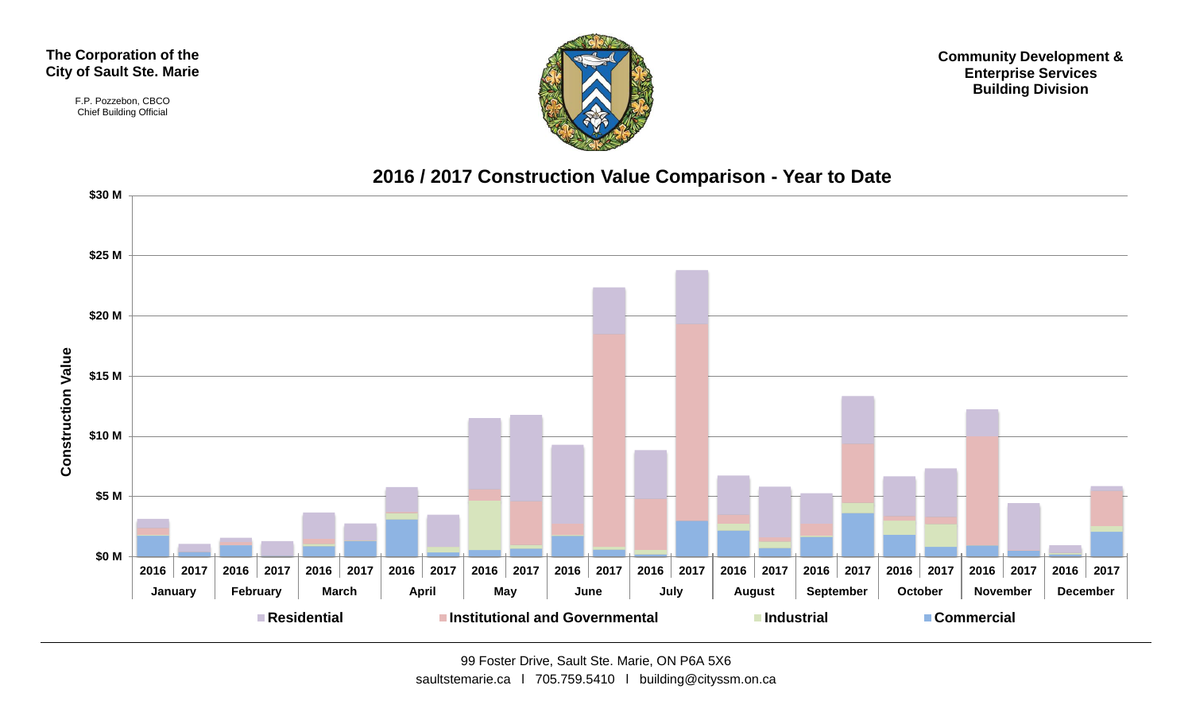**The Corporation of the City of Sault Ste. Marie**

F.P. Pozzebon, CBCO
Chief Building Official

**Community Development & Enterprise Services Building Division**

## 2016 / 2017 Construction Value Comparison - Year to Date

Construction Value

$30 M
$25 M
$20 M
$15 M
$10 M
$5 M
$0 M

| January | | February | | March | | April | | May | | June | | July | | August | | September | | October | | November | | December | |
|---|---|---|---|---|---|---|---|---|---|---|---|---|---|---|---|---|---|---|---|---|---|---|---|
| 2016 | 2017 | 2016 | 2017 | 2016 | 2017 | 2016 | 2017 | 2016 | 2017 | 2016 | 2017 | 2016 | 2017 | 2016 | 2017 | 2016 | 2017 | 2016 | 2017 | 2016 | 2017 | 2016 | 2017 |

Residential | Institutional and Governmental | Industrial | Commercial

99 Foster Drive, Sault Ste. Marie, ON P6A 5X6
saultstemarie.ca | 705.759.5410 | building@cityssm.on.ca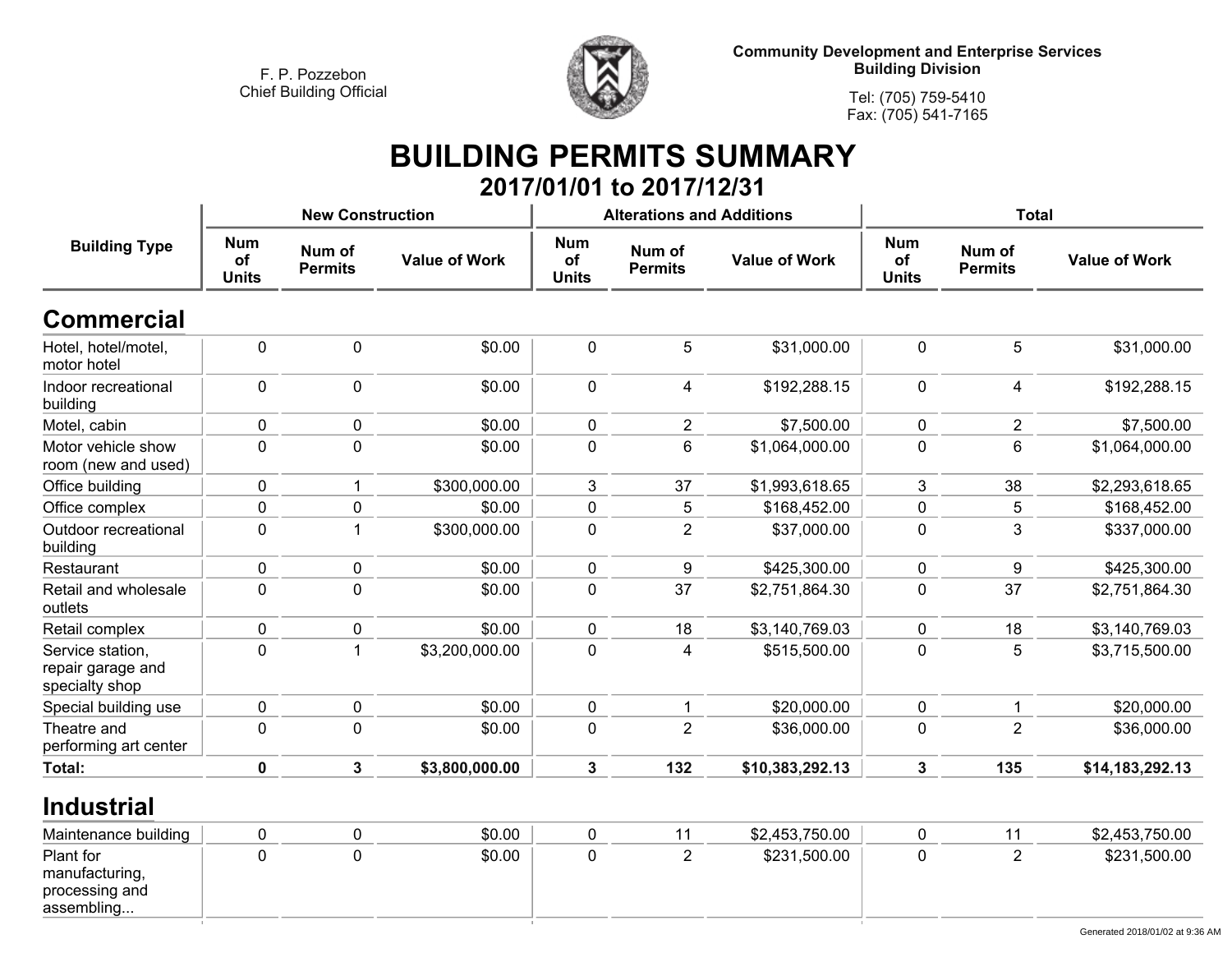F. P. Pozzebon
Chief Building Official

**Community Development and Enterprise Services**
**Building Division**

Tel: (705) 759-5410
Fax: (705) 541-7165

# BUILDING PERMITS SUMMARY

## 2017/01/01 to 2017/12/31

| Building Type | New Construction | | | Alterations and Additions | | | Total | | |
|---|---|---|---|---|---|---|---|---|---|
| | Num of Units | Num of Permits | Value of Work | Num of Units | Num of Permits | Value of Work | Num of Units | Num of Permits | Value of Work |
| **Commercial** | | | | | | | | | |
| Hotel, hotel/motel, motor hotel | 0 | 0 | $0.00 | 0 | 5 | $31,000.00 | 0 | 5 | $31,000.00 |
| Indoor recreational building | 0 | 0 | $0.00 | 0 | 4 | $192,288.15 | 0 | 4 | $192,288.15 |
| Motel, cabin | 0 | 0 | $0.00 | 0 | 2 | $7,500.00 | 0 | 2 | $7,500.00 |
| Motor vehicle show room (new and used) | 0 | 0 | $0.00 | 0 | 6 | $1,064,000.00 | 0 | 6 | $1,064,000.00 |
| Office building | 0 | 1 | $300,000.00 | 3 | 37 | $1,993,618.65 | 3 | 38 | $2,293,618.65 |
| Office complex | 0 | 0 | $0.00 | 0 | 5 | $168,452.00 | 0 | 5 | $168,452.00 |
| Outdoor recreational building | 0 | 1 | $300,000.00 | 0 | 2 | $37,000.00 | 0 | 3 | $337,000.00 |
| Restaurant | 0 | 0 | $0.00 | 0 | 9 | $425,300.00 | 0 | 9 | $425,300.00 |
| Retail and wholesale outlets | 0 | 0 | $0.00 | 0 | 37 | $2,751,864.30 | 0 | 37 | $2,751,864.30 |
| Retail complex | 0 | 0 | $0.00 | 0 | 18 | $3,140,769.03 | 0 | 18 | $3,140,769.03 |
| Service station, repair garage and specialty shop | 0 | 1 | $3,200,000.00 | 0 | 4 | $515,500.00 | 0 | 5 | $3,715,500.00 |
| Special building use | 0 | 0 | $0.00 | 0 | 1 | $20,000.00 | 0 | 1 | $20,000.00 |
| Theatre and performing art center | 0 | 0 | $0.00 | 0 | 2 | $36,000.00 | 0 | 2 | $36,000.00 |
| **Total:** | **0** | **3** | **$3,800,000.00** | **3** | **132** | **$10,383,292.13** | **3** | **135** | **$14,183,292.13** |
| **Industrial** | | | | | | | | | |
| Maintenance building | 0 | 0 | $0.00 | 0 | 11 | $2,453,750.00 | 0 | 11 | $2,453,750.00 |
| Plant for manufacturing, processing and assembling... | 0 | 0 | $0.00 | 0 | 2 | $231,500.00 | 0 | 2 | $231,500.00 |

Generated 2018/01/02 at 9:36 AM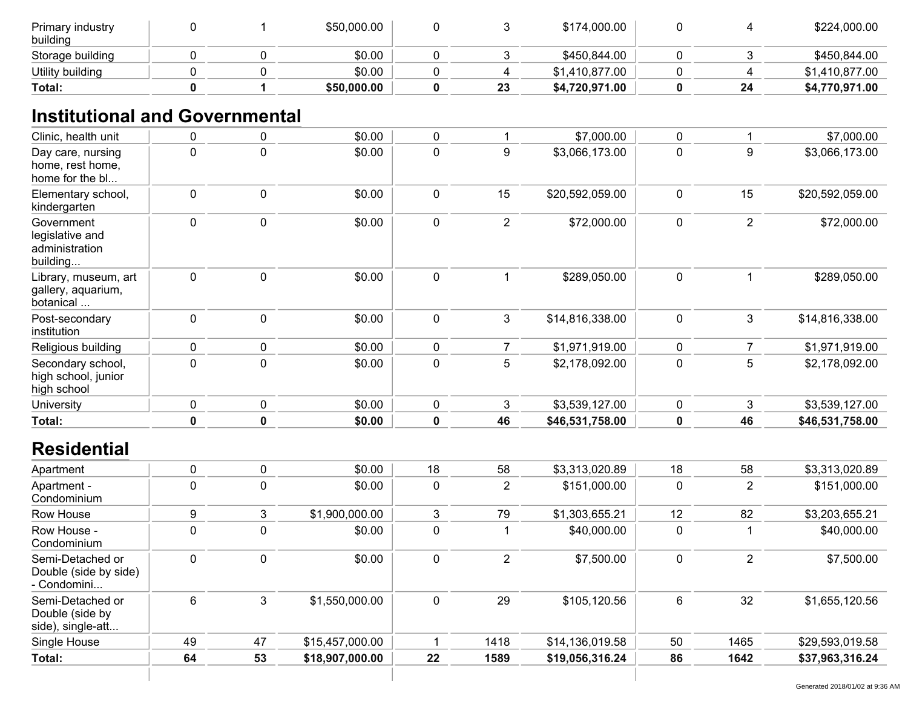| | | | | | | | | | |
|---|---|---|---|---|---|---|---|---|---|
| Primary industry building | 0 | 1 | $50,000.00 | 0 | 3 | $174,000.00 | 0 | 4 | $224,000.00 |
| Storage building | 0 | 0 | $0.00 | 0 | 3 | $450,844.00 | 0 | 3 | $450,844.00 |
| Utility building | 0 | 0 | $0.00 | 0 | 4 | $1,410,877.00 | 0 | 4 | $1,410,877.00 |
| **Total:** | **0** | **1** | **$50,000.00** | **0** | **23** | **$4,720,971.00** | **0** | **24** | **$4,770,971.00** |

## Institutional and Governmental

| | | | | | | | | | |
|---|---|---|---|---|---|---|---|---|---|
| Clinic, health unit | 0 | 0 | $0.00 | 0 | 1 | $7,000.00 | 0 | 1 | $7,000.00 |
| Day care, nursing home, rest home, home for the bl... | 0 | 0 | $0.00 | 0 | 9 | $3,066,173.00 | 0 | 9 | $3,066,173.00 |
| Elementary school, kindergarten | 0 | 0 | $0.00 | 0 | 15 | $20,592,059.00 | 0 | 15 | $20,592,059.00 |
| Government legislative and administration building... | 0 | 0 | $0.00 | 0 | 2 | $72,000.00 | 0 | 2 | $72,000.00 |
| Library, museum, art gallery, aquarium, botanical ... | 0 | 0 | $0.00 | 0 | 1 | $289,050.00 | 0 | 1 | $289,050.00 |
| Post-secondary institution | 0 | 0 | $0.00 | 0 | 3 | $14,816,338.00 | 0 | 3 | $14,816,338.00 |
| Religious building | 0 | 0 | $0.00 | 0 | 7 | $1,971,919.00 | 0 | 7 | $1,971,919.00 |
| Secondary school, high school, junior high school | 0 | 0 | $0.00 | 0 | 5 | $2,178,092.00 | 0 | 5 | $2,178,092.00 |
| University | 0 | 0 | $0.00 | 0 | 3 | $3,539,127.00 | 0 | 3 | $3,539,127.00 |
| **Total:** | **0** | **0** | **$0.00** | **0** | **46** | **$46,531,758.00** | **0** | **46** | **$46,531,758.00** |

## Residential

| | | | | | | | | | |
|---|---|---|---|---|---|---|---|---|---|
| Apartment | 0 | 0 | $0.00 | 18 | 58 | $3,313,020.89 | 18 | 58 | $3,313,020.89 |
| Apartment - Condominium | 0 | 0 | $0.00 | 0 | 2 | $151,000.00 | 0 | 2 | $151,000.00 |
| Row House | 9 | 3 | $1,900,000.00 | 3 | 79 | $1,303,655.21 | 12 | 82 | $3,203,655.21 |
| Row House - Condominium | 0 | 0 | $0.00 | 0 | 1 | $40,000.00 | 0 | 1 | $40,000.00 |
| Semi-Detached or Double (side by side) - Condomini... | 0 | 0 | $0.00 | 0 | 2 | $7,500.00 | 0 | 2 | $7,500.00 |
| Semi-Detached or Double (side by side), single-att... | 6 | 3 | $1,550,000.00 | 0 | 29 | $105,120.56 | 6 | 32 | $1,655,120.56 |
| Single House | 49 | 47 | $15,457,000.00 | 1 | 1418 | $14,136,019.58 | 50 | 1465 | $29,593,019.58 |
| **Total:** | **64** | **53** | **$18,907,000.00** | **22** | **1589** | **$19,056,316.24** | **86** | **1642** | **$37,963,316.24** |

Generated 2018/01/02 at 9:36 AM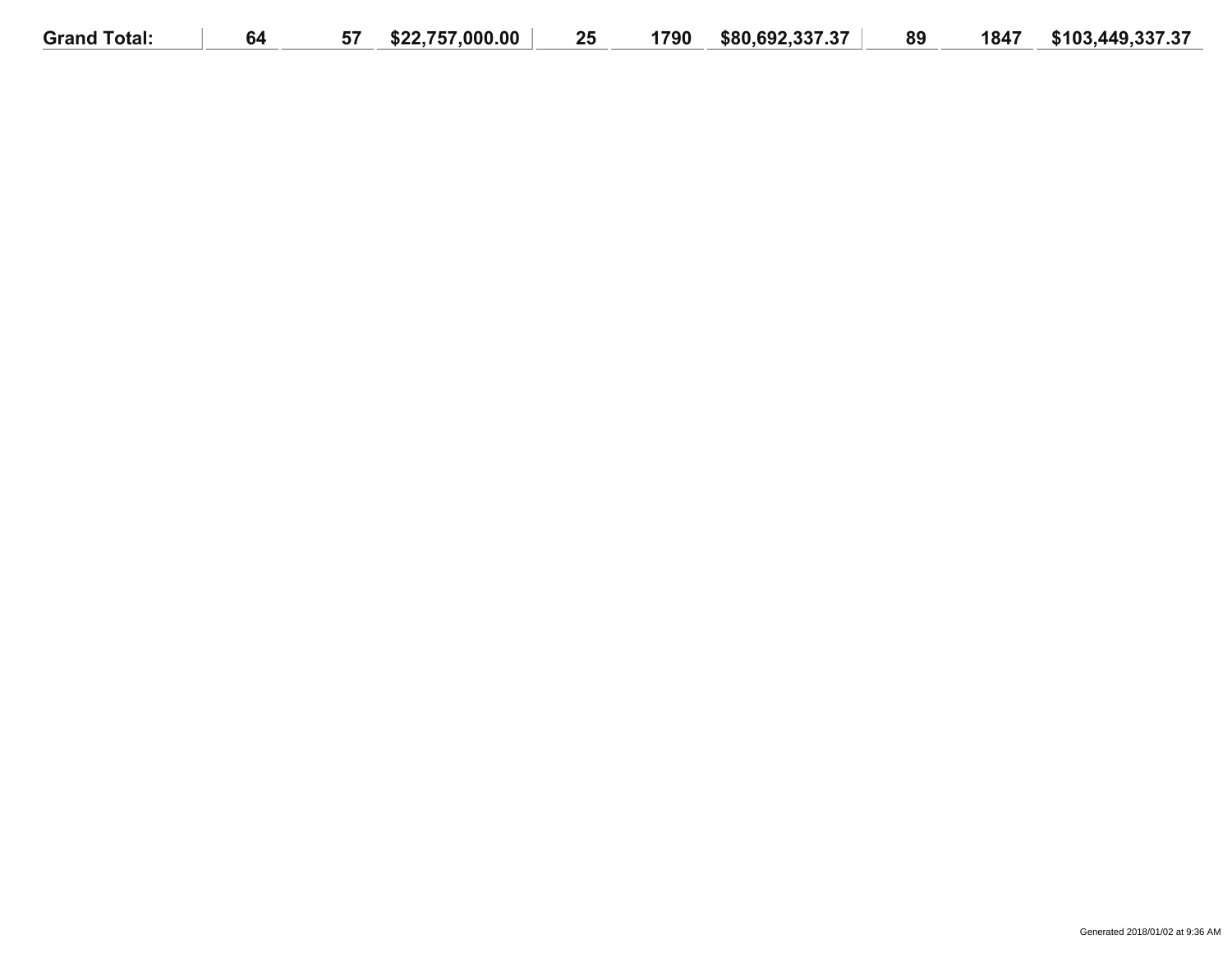| Grand Total: | 64 | 57 | $22,757,000.00 | 25 | 1790 | $80,692,337.37 | 89 | 1847 | $103,449,337.37 |
|---|---|---|---|---|---|---|---|---|---|

Generated 2018/01/02 at 9:36 AM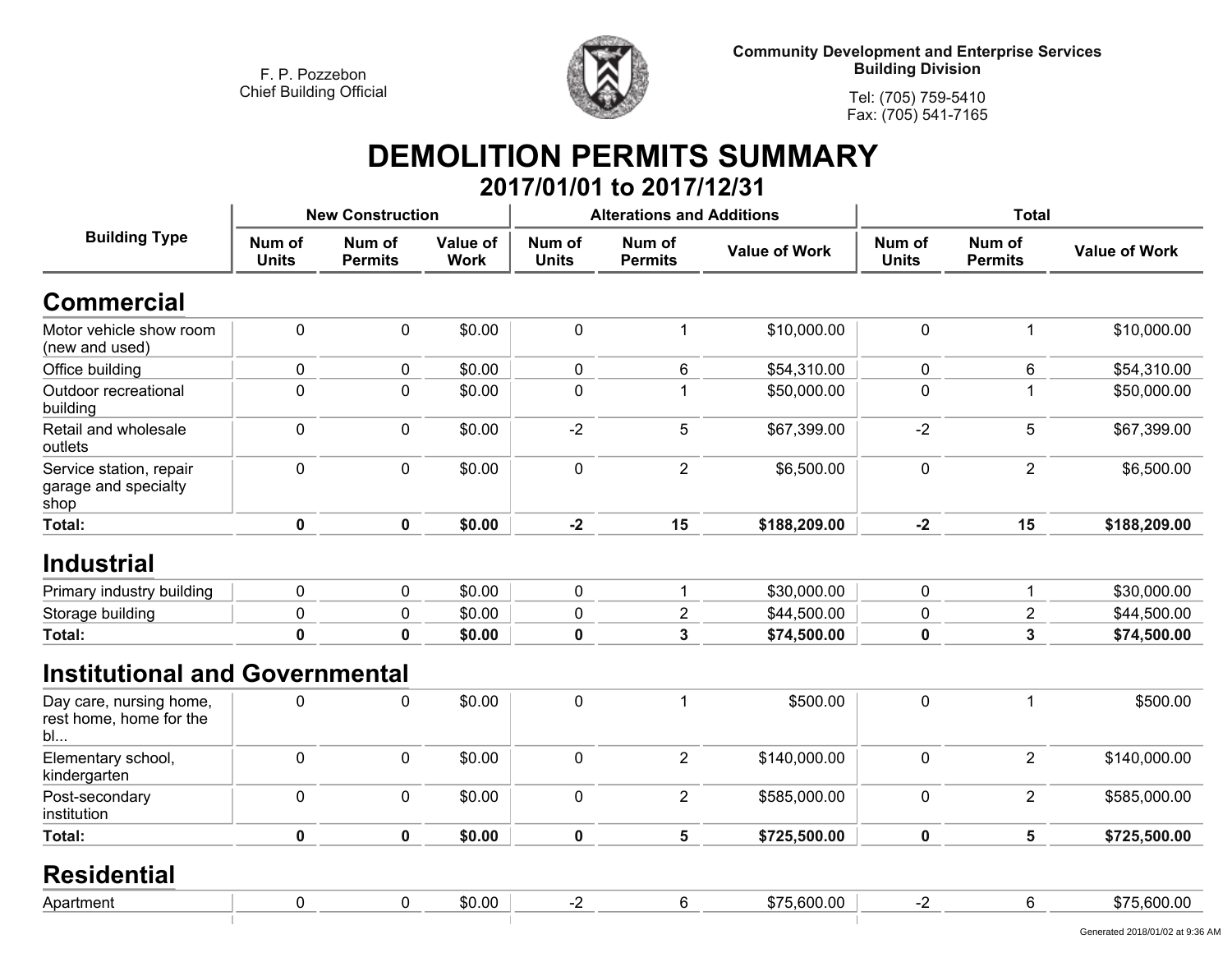F. P. Pozzebon
Chief Building Official

**Community Development and Enterprise Services**
**Building Division**

Tel: (705) 759-5410
Fax: (705) 541-7165

# DEMOLITION PERMITS SUMMARY

## 2017/01/01 to 2017/12/31

| Building Type | New Construction | | | Alterations and Additions | | | Total | | |
|---|---|---|---|---|---|---|---|---|---|
| | Num of Units | Num of Permits | Value of Work | Num of Units | Num of Permits | Value of Work | Num of Units | Num of Permits | Value of Work |
| **Commercial** | | | | | | | | | |
| Motor vehicle show room (new and used) | 0 | 0 | $0.00 | 0 | 1 | $10,000.00 | 0 | 1 | $10,000.00 |
| Office building | 0 | 0 | $0.00 | 0 | 6 | $54,310.00 | 0 | 6 | $54,310.00 |
| Outdoor recreational building | 0 | 0 | $0.00 | 0 | 1 | $50,000.00 | 0 | 1 | $50,000.00 |
| Retail and wholesale outlets | 0 | 0 | $0.00 | -2 | 5 | $67,399.00 | -2 | 5 | $67,399.00 |
| Service station, repair garage and specialty shop | 0 | 0 | $0.00 | 0 | 2 | $6,500.00 | 0 | 2 | $6,500.00 |
| **Total:** | **0** | **0** | **$0.00** | **-2** | **15** | **$188,209.00** | **-2** | **15** | **$188,209.00** |
| **Industrial** | | | | | | | | | |
| Primary industry building | 0 | 0 | $0.00 | 0 | 1 | $30,000.00 | 0 | 1 | $30,000.00 |
| Storage building | 0 | 0 | $0.00 | 0 | 2 | $44,500.00 | 0 | 2 | $44,500.00 |
| **Total:** | **0** | **0** | **$0.00** | **0** | **3** | **$74,500.00** | **0** | **3** | **$74,500.00** |
| **Institutional and Governmental** | | | | | | | | | |
| Day care, nursing home, rest home, home for the bl... | 0 | 0 | $0.00 | 0 | 1 | $500.00 | 0 | 1 | $500.00 |
| Elementary school, kindergarten | 0 | 0 | $0.00 | 0 | 2 | $140,000.00 | 0 | 2 | $140,000.00 |
| Post-secondary institution | 0 | 0 | $0.00 | 0 | 2 | $585,000.00 | 0 | 2 | $585,000.00 |
| **Total:** | **0** | **0** | **$0.00** | **0** | **5** | **$725,500.00** | **0** | **5** | **$725,500.00** |
| **Residential** | | | | | | | | | |
| Apartment | 0 | 0 | $0.00 | -2 | 6 | $75,600.00 | -2 | 6 | $75,600.00 |

Generated 2018/01/02 at 9:36 AM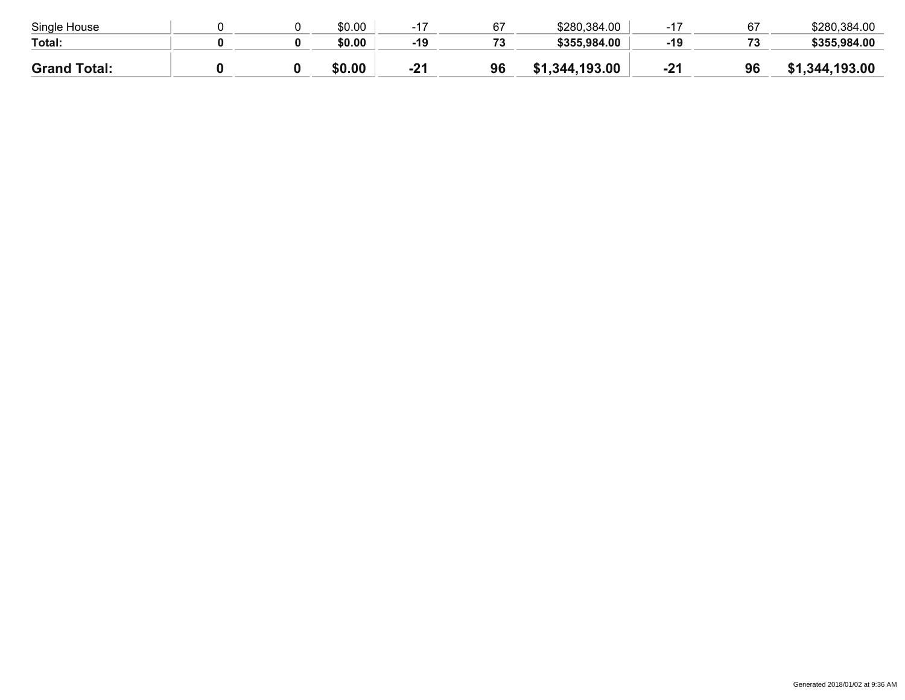| | | | | | | | | | |
|---|---|---|---|---|---|---|---|---|---|
| Single House | 0 | 0 | $0.00 | -17 | 67 | $280,384.00 | -17 | 67 | $280,384.00 |
| **Total:** | **0** | **0** | **$0.00** | **-19** | **73** | **$355,984.00** | **-19** | **73** | **$355,984.00** |
| **Grand Total:** | **0** | **0** | **$0.00** | **-21** | **96** | **$1,344,193.00** | **-21** | **96** | **$1,344,193.00** |

Generated 2018/01/02 at 9:36 AM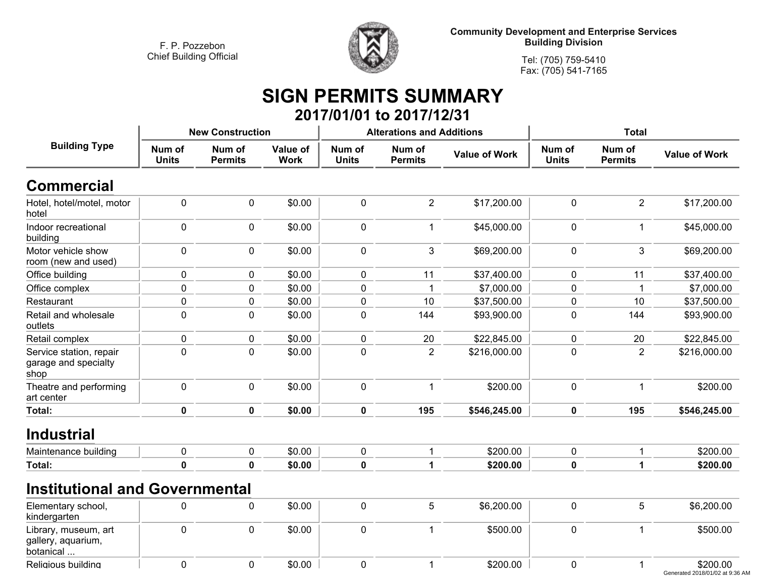F. P. Pozzebon
Chief Building Official

Community Development and Enterprise Services
Building Division

Tel: (705) 759-5410
Fax: (705) 541-7165

# SIGN PERMITS SUMMARY

## 2017/01/01 to 2017/12/31

| Building Type | New Construction | | | Alterations and Additions | | | Total | | |
|---|---|---|---|---|---|---|---|---|---|
| | Num of Units | Num of Permits | Value of Work | Num of Units | Num of Permits | Value of Work | Num of Units | Num of Permits | Value of Work |
| **Commercial** | | | | | | | | | |
| Hotel, hotel/motel, motor hotel | 0 | 0 | $0.00 | 0 | 2 | $17,200.00 | 0 | 2 | $17,200.00 |
| Indoor recreational building | 0 | 0 | $0.00 | 0 | 1 | $45,000.00 | 0 | 1 | $45,000.00 |
| Motor vehicle show room (new and used) | 0 | 0 | $0.00 | 0 | 3 | $69,200.00 | 0 | 3 | $69,200.00 |
| Office building | 0 | 0 | $0.00 | 0 | 11 | $37,400.00 | 0 | 11 | $37,400.00 |
| Office complex | 0 | 0 | $0.00 | 0 | 1 | $7,000.00 | 0 | 1 | $7,000.00 |
| Restaurant | 0 | 0 | $0.00 | 0 | 10 | $37,500.00 | 0 | 10 | $37,500.00 |
| Retail and wholesale outlets | 0 | 0 | $0.00 | 0 | 144 | $93,900.00 | 0 | 144 | $93,900.00 |
| Retail complex | 0 | 0 | $0.00 | 0 | 20 | $22,845.00 | 0 | 20 | $22,845.00 |
| Service station, repair garage and specialty shop | 0 | 0 | $0.00 | 0 | 2 | $216,000.00 | 0 | 2 | $216,000.00 |
| Theatre and performing art center | 0 | 0 | $0.00 | 0 | 1 | $200.00 | 0 | 1 | $200.00 |
| **Total:** | **0** | **0** | **$0.00** | **0** | **195** | **$546,245.00** | **0** | **195** | **$546,245.00** |
| **Industrial** | | | | | | | | | |
| Maintenance building | 0 | 0 | $0.00 | 0 | 1 | $200.00 | 0 | 1 | $200.00 |
| **Total:** | **0** | **0** | **$0.00** | **0** | **1** | **$200.00** | **0** | **1** | **$200.00** |
| **Institutional and Governmental** | | | | | | | | | |
| Elementary school, kindergarten | 0 | 0 | $0.00 | 0 | 5 | $6,200.00 | 0 | 5 | $6,200.00 |
| Library, museum, art gallery, aquarium, botanical ... | 0 | 0 | $0.00 | 0 | 1 | $500.00 | 0 | 1 | $500.00 |
| Religious building | 0 | 0 | $0.00 | 0 | 1 | $200.00 | 0 | 1 | $200.00 |

Generated 2018/01/02 at 9:36 AM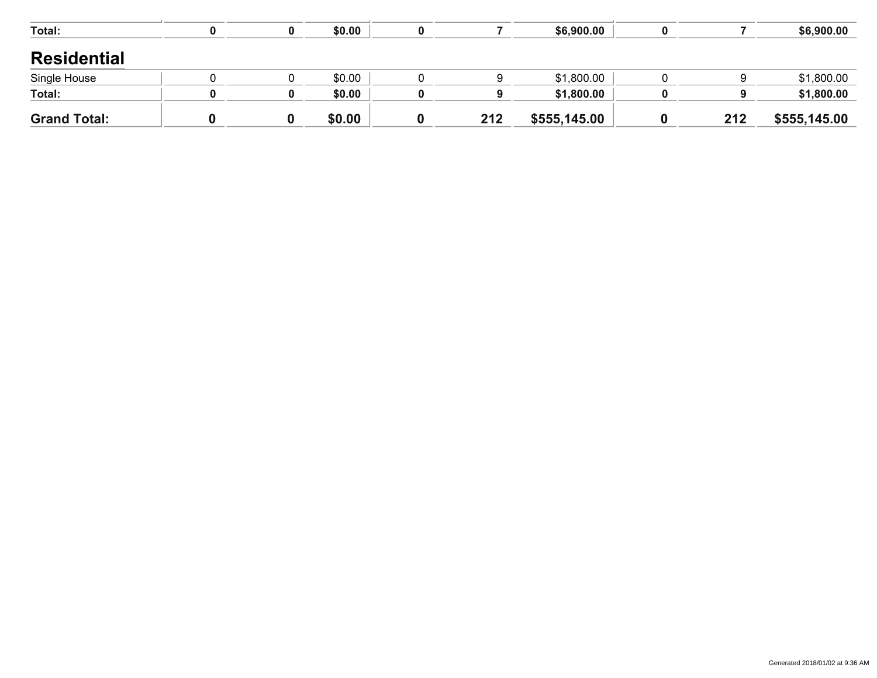| | | | | | | | | | |
|---|---|---|---|---|---|---|---|---|---|
| **Total:** | **0** | **0** | **$0.00** | **0** | **7** | **$6,900.00** | **0** | **7** | **$6,900.00** |

## Residential

| | | | | | | | | | |
|---|---|---|---|---|---|---|---|---|---|
| Single House | 0 | 0 | $0.00 | 0 | 9 | $1,800.00 | 0 | 9 | $1,800.00 |
| **Total:** | **0** | **0** | **$0.00** | **0** | **9** | **$1,800.00** | **0** | **9** | **$1,800.00** |
| **Grand Total:** | **0** | **0** | **$0.00** | **0** | **212** | **$555,145.00** | **0** | **212** | **$555,145.00** |

Generated 2018/01/02 at 9:36 AM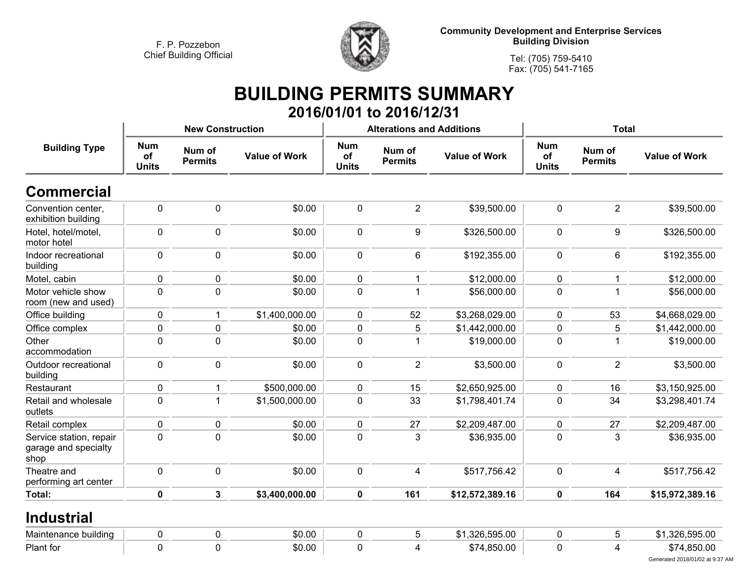F. P. Pozzebon
Chief Building Official

**Community Development and Enterprise Services**
**Building Division**

Tel: (705) 759-5410
Fax: (705) 541-7165

# BUILDING PERMITS SUMMARY

## 2016/01/01 to 2016/12/31

| Building Type | New Construction | | | Alterations and Additions | | | Total | | |
|---|---|---|---|---|---|---|---|---|---|
| | Num of Units | Num of Permits | Value of Work | Num of Units | Num of Permits | Value of Work | Num of Units | Num of Permits | Value of Work |
| **Commercial** | | | | | | | | | |
| Convention center, exhibition building | 0 | 0 | $0.00 | 0 | 2 | $39,500.00 | 0 | 2 | $39,500.00 |
| Hotel, hotel/motel, motor hotel | 0 | 0 | $0.00 | 0 | 9 | $326,500.00 | 0 | 9 | $326,500.00 |
| Indoor recreational building | 0 | 0 | $0.00 | 0 | 6 | $192,355.00 | 0 | 6 | $192,355.00 |
| Motel, cabin | 0 | 0 | $0.00 | 0 | 1 | $12,000.00 | 0 | 1 | $12,000.00 |
| Motor vehicle show room (new and used) | 0 | 0 | $0.00 | 0 | 1 | $56,000.00 | 0 | 1 | $56,000.00 |
| Office building | 0 | 1 | $1,400,000.00 | 0 | 52 | $3,268,029.00 | 0 | 53 | $4,668,029.00 |
| Office complex | 0 | 0 | $0.00 | 0 | 5 | $1,442,000.00 | 0 | 5 | $1,442,000.00 |
| Other accommodation | 0 | 0 | $0.00 | 0 | 1 | $19,000.00 | 0 | 1 | $19,000.00 |
| Outdoor recreational building | 0 | 0 | $0.00 | 0 | 2 | $3,500.00 | 0 | 2 | $3,500.00 |
| Restaurant | 0 | 1 | $500,000.00 | 0 | 15 | $2,650,925.00 | 0 | 16 | $3,150,925.00 |
| Retail and wholesale outlets | 0 | 1 | $1,500,000.00 | 0 | 33 | $1,798,401.74 | 0 | 34 | $3,298,401.74 |
| Retail complex | 0 | 0 | $0.00 | 0 | 27 | $2,209,487.00 | 0 | 27 | $2,209,487.00 |
| Service station, repair garage and specialty shop | 0 | 0 | $0.00 | 0 | 3 | $36,935.00 | 0 | 3 | $36,935.00 |
| Theatre and performing art center | 0 | 0 | $0.00 | 0 | 4 | $517,756.42 | 0 | 4 | $517,756.42 |
| **Total:** | **0** | **3** | **$3,400,000.00** | **0** | **161** | **$12,572,389.16** | **0** | **164** | **$15,972,389.16** |
| **Industrial** | | | | | | | | | |
| Maintenance building | 0 | 0 | $0.00 | 0 | 5 | $1,326,595.00 | 0 | 5 | $1,326,595.00 |
| Plant for | 0 | 0 | $0.00 | 0 | 4 | $74,850.00 | 0 | 4 | $74,850.00 |

Generated 2018/01/02 at 9:37 AM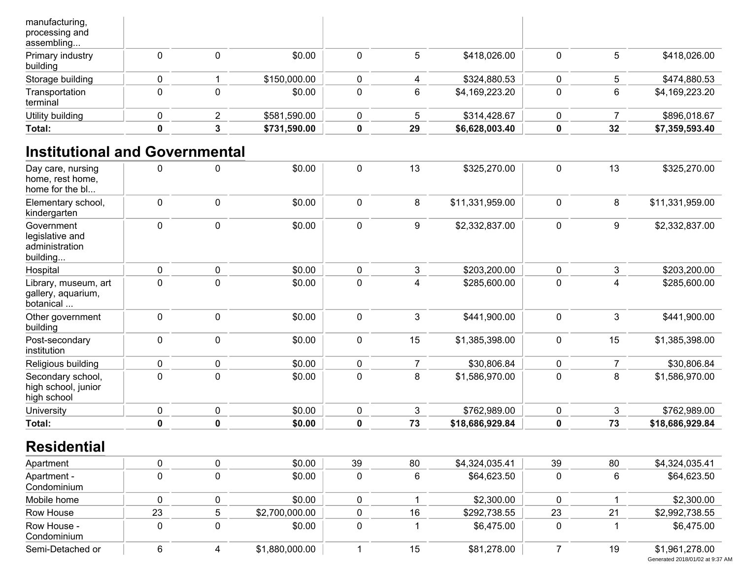| | | | | | | | | | |
|---|---|---|---|---|---|---|---|---|---|
| manufacturing, processing and assembling... | | | | | | | | | |
| Primary industry building | 0 | 0 | $0.00 | 0 | 5 | $418,026.00 | 0 | 5 | $418,026.00 |
| Storage building | 0 | 1 | $150,000.00 | 0 | 4 | $324,880.53 | 0 | 5 | $474,880.53 |
| Transportation terminal | 0 | 0 | $0.00 | 0 | 6 | $4,169,223.20 | 0 | 6 | $4,169,223.20 |
| Utility building | 0 | 2 | $581,590.00 | 0 | 5 | $314,428.67 | 0 | 7 | $896,018.67 |
| **Total:** | **0** | **3** | **$731,590.00** | **0** | **29** | **$6,628,003.40** | **0** | **32** | **$7,359,593.40** |

## Institutional and Governmental

| | | | | | | | | | |
|---|---|---|---|---|---|---|---|---|---|
| Day care, nursing home, rest home, home for the bl... | 0 | 0 | $0.00 | 0 | 13 | $325,270.00 | 0 | 13 | $325,270.00 |
| Elementary school, kindergarten | 0 | 0 | $0.00 | 0 | 8 | $11,331,959.00 | 0 | 8 | $11,331,959.00 |
| Government legislative and administration building... | 0 | 0 | $0.00 | 0 | 9 | $2,332,837.00 | 0 | 9 | $2,332,837.00 |
| Hospital | 0 | 0 | $0.00 | 0 | 3 | $203,200.00 | 0 | 3 | $203,200.00 |
| Library, museum, art gallery, aquarium, botanical ... | 0 | 0 | $0.00 | 0 | 4 | $285,600.00 | 0 | 4 | $285,600.00 |
| Other government building | 0 | 0 | $0.00 | 0 | 3 | $441,900.00 | 0 | 3 | $441,900.00 |
| Post-secondary institution | 0 | 0 | $0.00 | 0 | 15 | $1,385,398.00 | 0 | 15 | $1,385,398.00 |
| Religious building | 0 | 0 | $0.00 | 0 | 7 | $30,806.84 | 0 | 7 | $30,806.84 |
| Secondary school, high school, junior high school | 0 | 0 | $0.00 | 0 | 8 | $1,586,970.00 | 0 | 8 | $1,586,970.00 |
| University | 0 | 0 | $0.00 | 0 | 3 | $762,989.00 | 0 | 3 | $762,989.00 |
| **Total:** | **0** | **0** | **$0.00** | **0** | **73** | **$18,686,929.84** | **0** | **73** | **$18,686,929.84** |

## Residential

| | | | | | | | | | |
|---|---|---|---|---|---|---|---|---|---|
| Apartment | 0 | 0 | $0.00 | 39 | 80 | $4,324,035.41 | 39 | 80 | $4,324,035.41 |
| Apartment - Condominium | 0 | 0 | $0.00 | 0 | 6 | $64,623.50 | 0 | 6 | $64,623.50 |
| Mobile home | 0 | 0 | $0.00 | 0 | 1 | $2,300.00 | 0 | 1 | $2,300.00 |
| Row House | 23 | 5 | $2,700,000.00 | 0 | 16 | $292,738.55 | 23 | 21 | $2,992,738.55 |
| Row House - Condominium | 0 | 0 | $0.00 | 0 | 1 | $6,475.00 | 0 | 1 | $6,475.00 |
| Semi-Detached or | 6 | 4 | $1,880,000.00 | 1 | 15 | $81,278.00 | 7 | 19 | $1,961,278.00 |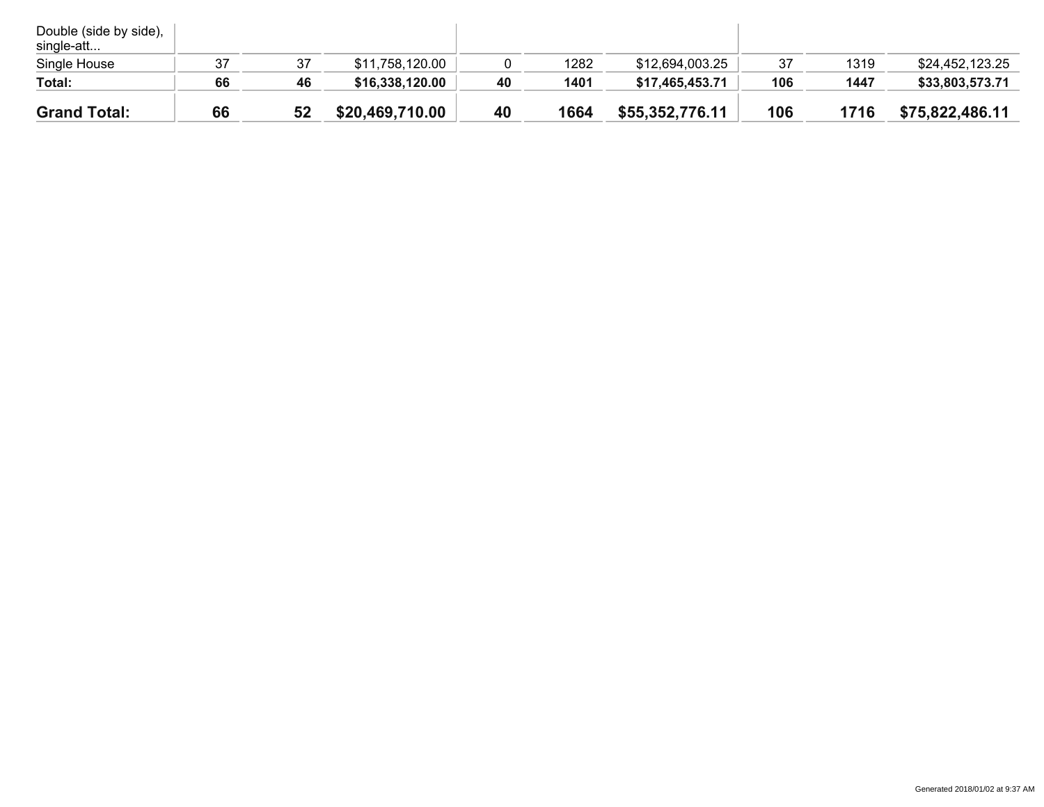| | | | | | | | | | |
|---|---|---|---|---|---|---|---|---|---|
| Double (side by side), single-att... | | | | | | | | | |
| Single House | 37 | 37 | $11,758,120.00 | 0 | 1282 | $12,694,003.25 | 37 | 1319 | $24,452,123.25 |
| **Total:** | **66** | **46** | **$16,338,120.00** | **40** | **1401** | **$17,465,453.71** | **106** | **1447** | **$33,803,573.71** |
| **Grand Total:** | **66** | **52** | **$20,469,710.00** | **40** | **1664** | **$55,352,776.11** | **106** | **1716** | **$75,822,486.11** |

Generated 2018/01/02 at 9:37 AM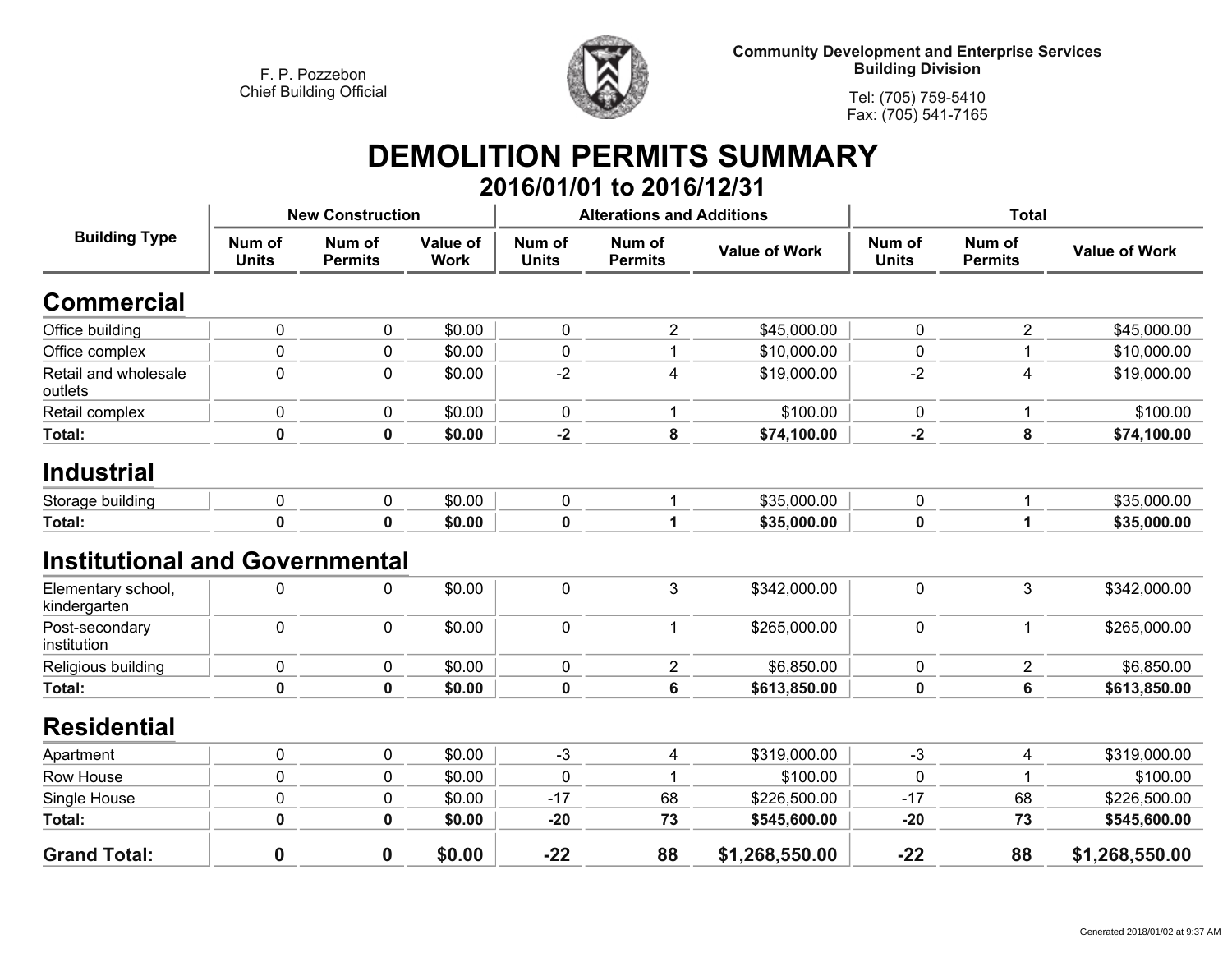F. P. Pozzebon
Chief Building Official

**Community Development and Enterprise Services**
**Building Division**

Tel: (705) 759-5410
Fax: (705) 541-7165

# DEMOLITION PERMITS SUMMARY

## 2016/01/01 to 2016/12/31

| Building Type | New Construction | | | Alterations and Additions | | | Total | | |
|---|---|---|---|---|---|---|---|---|---|
| | Num of Units | Num of Permits | Value of Work | Num of Units | Num of Permits | Value of Work | Num of Units | Num of Permits | Value of Work |
| **Commercial** | | | | | | | | | |
| Office building | 0 | 0 | $0.00 | 0 | 2 | $45,000.00 | 0 | 2 | $45,000.00 |
| Office complex | 0 | 0 | $0.00 | 0 | 1 | $10,000.00 | 0 | 1 | $10,000.00 |
| Retail and wholesale outlets | 0 | 0 | $0.00 | -2 | 4 | $19,000.00 | -2 | 4 | $19,000.00 |
| Retail complex | 0 | 0 | $0.00 | 0 | 1 | $100.00 | 0 | 1 | $100.00 |
| **Total:** | **0** | **0** | **$0.00** | **-2** | **8** | **$74,100.00** | **-2** | **8** | **$74,100.00** |
| **Industrial** | | | | | | | | | |
| Storage building | 0 | 0 | $0.00 | 0 | 1 | $35,000.00 | 0 | 1 | $35,000.00 |
| **Total:** | **0** | **0** | **$0.00** | **0** | **1** | **$35,000.00** | **0** | **1** | **$35,000.00** |
| **Institutional and Governmental** | | | | | | | | | |
| Elementary school, kindergarten | 0 | 0 | $0.00 | 0 | 3 | $342,000.00 | 0 | 3 | $342,000.00 |
| Post-secondary institution | 0 | 0 | $0.00 | 0 | 1 | $265,000.00 | 0 | 1 | $265,000.00 |
| Religious building | 0 | 0 | $0.00 | 0 | 2 | $6,850.00 | 0 | 2 | $6,850.00 |
| **Total:** | **0** | **0** | **$0.00** | **0** | **6** | **$613,850.00** | **0** | **6** | **$613,850.00** |
| **Residential** | | | | | | | | | |
| Apartment | 0 | 0 | $0.00 | -3 | 4 | $319,000.00 | -3 | 4 | $319,000.00 |
| Row House | 0 | 0 | $0.00 | 0 | 1 | $100.00 | 0 | 1 | $100.00 |
| Single House | 0 | 0 | $0.00 | -17 | 68 | $226,500.00 | -17 | 68 | $226,500.00 |
| **Total:** | **0** | **0** | **$0.00** | **-20** | **73** | **$545,600.00** | **-20** | **73** | **$545,600.00** |
| **Grand Total:** | **0** | **0** | **$0.00** | **-22** | **88** | **$1,268,550.00** | **-22** | **88** | **$1,268,550.00** |

Generated 2018/01/02 at 9:37 AM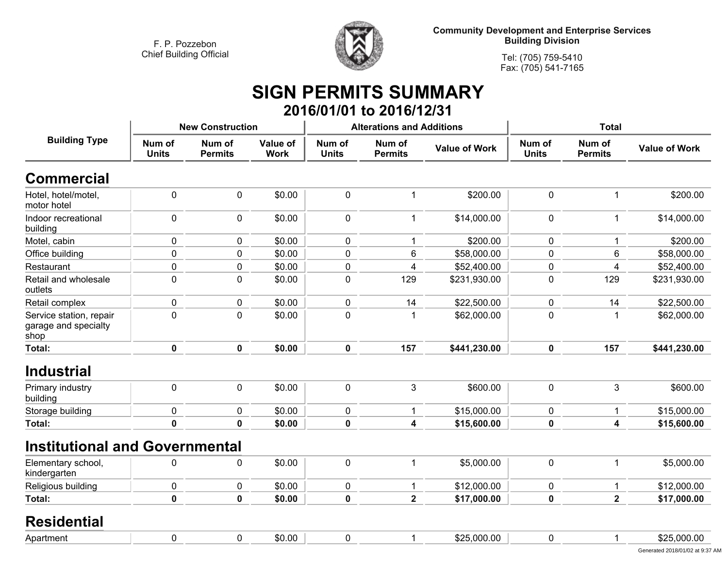F. P. Pozzebon
Chief Building Official

**Community Development and Enterprise Services**
**Building Division**

Tel: (705) 759-5410
Fax: (705) 541-7165

# SIGN PERMITS SUMMARY

## 2016/01/01 to 2016/12/31

| Building Type | New Construction | | | Alterations and Additions | | | Total | | |
|---|---|---|---|---|---|---|---|---|---|
| | Num of Units | Num of Permits | Value of Work | Num of Units | Num of Permits | Value of Work | Num of Units | Num of Permits | Value of Work |
| **Commercial** | | | | | | | | | |
| Hotel, hotel/motel, motor hotel | 0 | 0 | $0.00 | 0 | 1 | $200.00 | 0 | 1 | $200.00 |
| Indoor recreational building | 0 | 0 | $0.00 | 0 | 1 | $14,000.00 | 0 | 1 | $14,000.00 |
| Motel, cabin | 0 | 0 | $0.00 | 0 | 1 | $200.00 | 0 | 1 | $200.00 |
| Office building | 0 | 0 | $0.00 | 0 | 6 | $58,000.00 | 0 | 6 | $58,000.00 |
| Restaurant | 0 | 0 | $0.00 | 0 | 4 | $52,400.00 | 0 | 4 | $52,400.00 |
| Retail and wholesale outlets | 0 | 0 | $0.00 | 0 | 129 | $231,930.00 | 0 | 129 | $231,930.00 |
| Retail complex | 0 | 0 | $0.00 | 0 | 14 | $22,500.00 | 0 | 14 | $22,500.00 |
| Service station, repair garage and specialty shop | 0 | 0 | $0.00 | 0 | 1 | $62,000.00 | 0 | 1 | $62,000.00 |
| **Total:** | **0** | **0** | **$0.00** | **0** | **157** | **$441,230.00** | **0** | **157** | **$441,230.00** |
| **Industrial** | | | | | | | | | |
| Primary industry building | 0 | 0 | $0.00 | 0 | 3 | $600.00 | 0 | 3 | $600.00 |
| Storage building | 0 | 0 | $0.00 | 0 | 1 | $15,000.00 | 0 | 1 | $15,000.00 |
| **Total:** | **0** | **0** | **$0.00** | **0** | **4** | **$15,600.00** | **0** | **4** | **$15,600.00** |
| **Institutional and Governmental** | | | | | | | | | |
| Elementary school, kindergarten | 0 | 0 | $0.00 | 0 | 1 | $5,000.00 | 0 | 1 | $5,000.00 |
| Religious building | 0 | 0 | $0.00 | 0 | 1 | $12,000.00 | 0 | 1 | $12,000.00 |
| **Total:** | **0** | **0** | **$0.00** | **0** | **2** | **$17,000.00** | **0** | **2** | **$17,000.00** |
| **Residential** | | | | | | | | | |
| Apartment | 0 | 0 | $0.00 | 0 | 1 | $25,000.00 | 0 | 1 | $25,000.00 |

Generated 2018/01/02 at 9:37 AM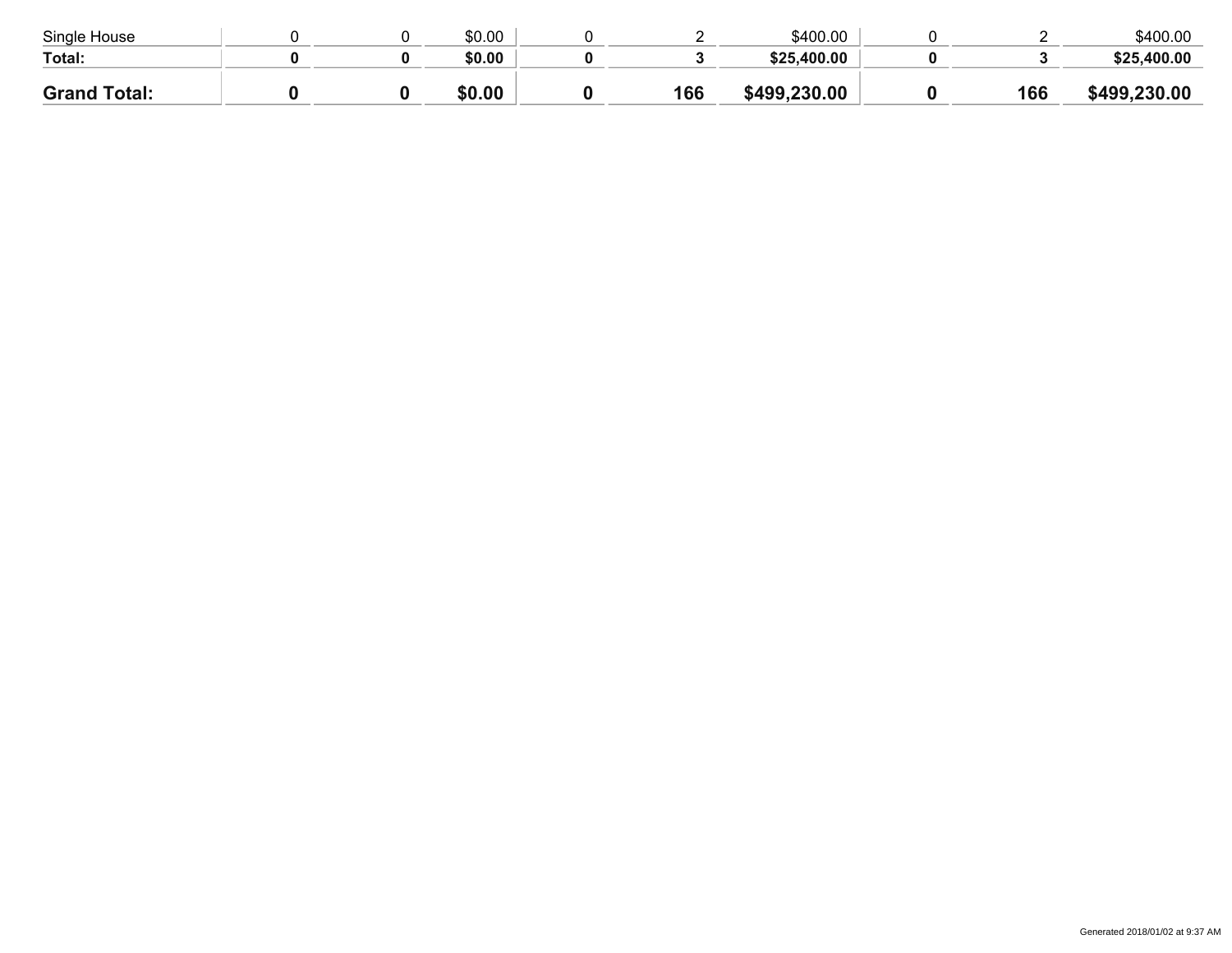| | | | | | | | | | |
|---|---|---|---|---|---|---|---|---|---|
| Single House | 0 | 0 | $0.00 | 0 | 2 | $400.00 | 0 | 2 | $400.00 |
| **Total:** | **0** | **0** | **$0.00** | **0** | **3** | **$25,400.00** | **0** | **3** | **$25,400.00** |
| **Grand Total:** | **0** | **0** | **$0.00** | **0** | **166** | **$499,230.00** | **0** | **166** | **$499,230.00** |

Generated 2018/01/02 at 9:37 AM